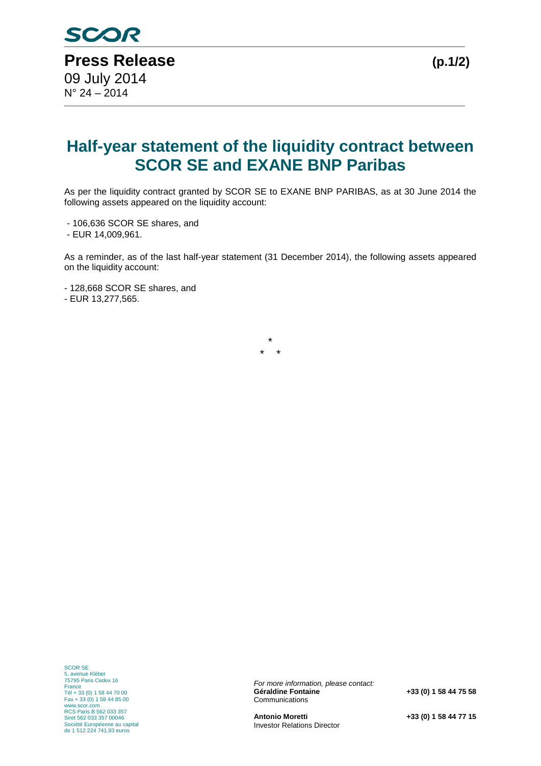SCOR

**Press Release**

09 July 2014
N° 24 – 2014

# Half-year statement of the liquidity contract between SCOR SE and EXANE BNP Paribas

As per the liquidity contract granted by SCOR SE to EXANE BNP PARIBAS, as at 30 June 2014 the following assets appeared on the liquidity account:

- 106,636 SCOR SE shares, and
- EUR 14,009,961.

As a reminder, as of the last half-year statement (31 December 2014), the following assets appeared on the liquidity account:

- 128,668 SCOR SE shares, and
- EUR 13,277,565.

*
* *

SCOR SE
5, avenue Kléber
75795 Paris Cedex 16
France
Tél + 33 (0) 1 58 44 70 00
Fax + 33 (0) 1 58 44 85 00
www.scor.com
RCS Paris B 562 033 357
Siret 562 033 357 00046
Société Européenne au capital
de 1 512 224 741,93 euros

*For more information, please contact:*

**Géraldine Fontaine** **+33 (0) 1 58 44 75 58**
Communications

**Antonio Moretti** **+33 (0) 1 58 44 77 15**
Investor Relations Director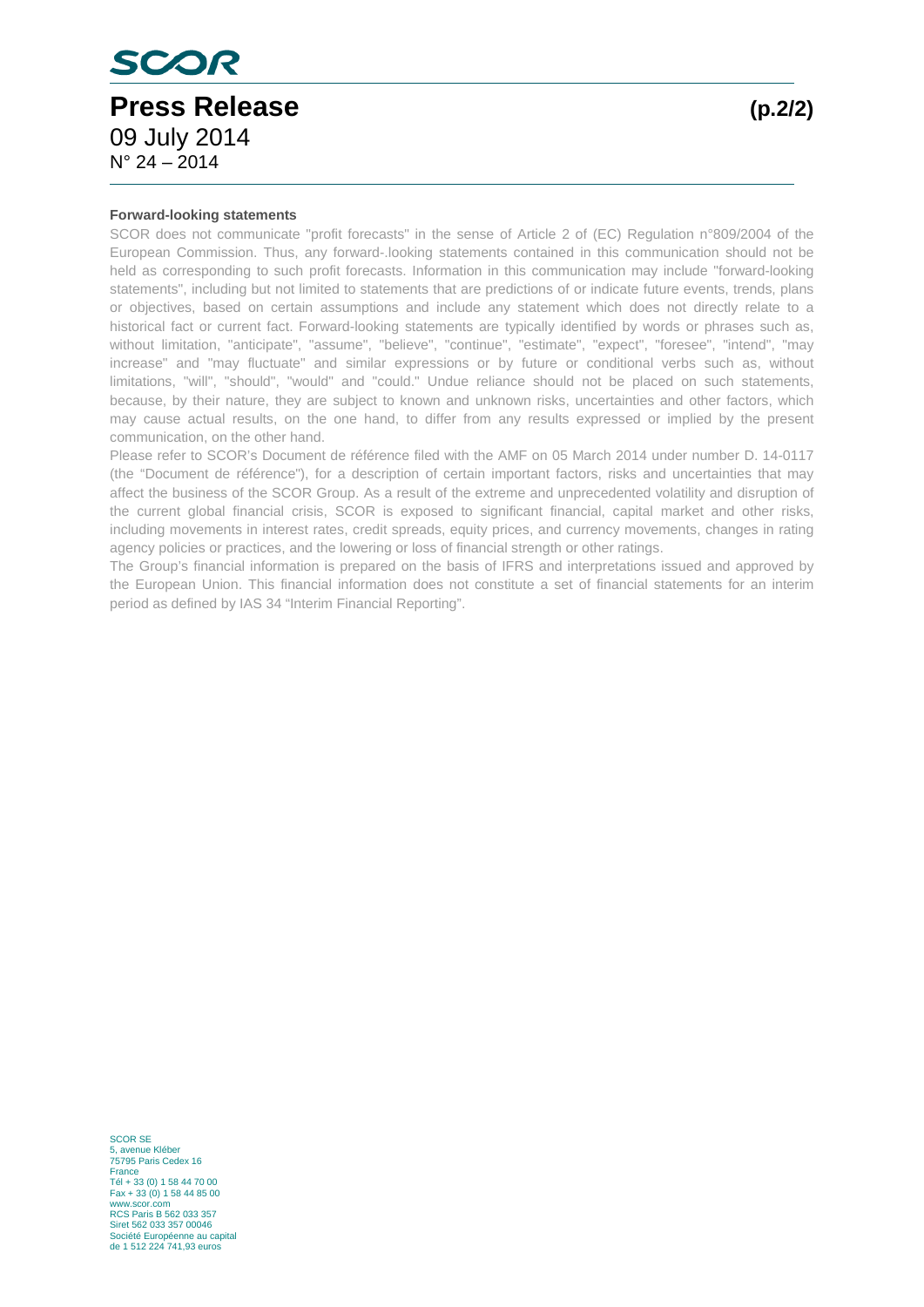**Forward-looking statements**

SCOR does not communicate "profit forecasts" in the sense of Article 2 of (EC) Regulation n°809/2004 of the European Commission. Thus, any forward-.looking statements contained in this communication should not be held as corresponding to such profit forecasts. Information in this communication may include "forward-looking statements", including but not limited to statements that are predictions of or indicate future events, trends, plans or objectives, based on certain assumptions and include any statement which does not directly relate to a historical fact or current fact. Forward-looking statements are typically identified by words or phrases such as, without limitation, "anticipate", "assume", "believe", "continue", "estimate", "expect", "foresee", "intend", "may increase" and "may fluctuate" and similar expressions or by future or conditional verbs such as, without limitations, "will", "should", "would" and "could." Undue reliance should not be placed on such statements, because, by their nature, they are subject to known and unknown risks, uncertainties and other factors, which may cause actual results, on the one hand, to differ from any results expressed or implied by the present communication, on the other hand.

Please refer to SCOR's Document de référence filed with the AMF on 05 March 2014 under number D. 14-0117 (the "Document de référence"), for a description of certain important factors, risks and uncertainties that may affect the business of the SCOR Group. As a result of the extreme and unprecedented volatility and disruption of the current global financial crisis, SCOR is exposed to significant financial, capital market and other risks, including movements in interest rates, credit spreads, equity prices, and currency movements, changes in rating agency policies or practices, and the lowering or loss of financial strength or other ratings.

The Group's financial information is prepared on the basis of IFRS and interpretations issued and approved by the European Union. This financial information does not constitute a set of financial statements for an interim period as defined by IAS 34 "Interim Financial Reporting".

SCOR SE
5, avenue Kléber
75795 Paris Cedex 16
France
Tél + 33 (0) 1 58 44 70 00
Fax + 33 (0) 1 58 44 85 00
www.scor.com
RCS Paris B 562 033 357
Siret 562 033 357 00046
Société Européenne au capital
de 1 512 224 741,93 euros